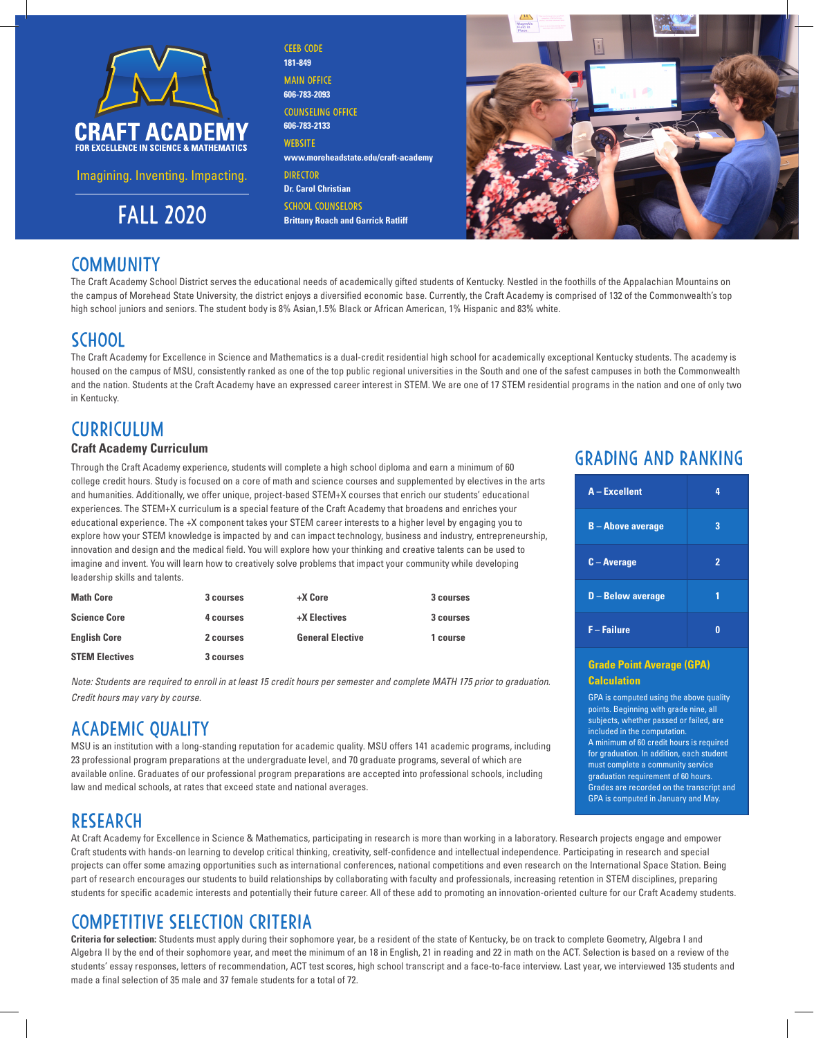# CRAFT ACADEMY

FOR EXCELLENCE IN SCIENCE & MATHEMATICS

Imagining. Inventing. Impacting.

## FALL 2020

CEEB CODE
**181-849**

MAIN OFFICE
**606-783-2093**

COUNSELING OFFICE
**606-783-2133**

WEBSITE
**www.moreheadstate.edu/craft-academy**

DIRECTOR
**Dr. Carol Christian**

SCHOOL COUNSELORS
**Brittany Roach and Garrick Ratliff**

## COMMUNITY

The Craft Academy School District serves the educational needs of academically gifted students of Kentucky. Nestled in the foothills of the Appalachian Mountains on the campus of Morehead State University, the district enjoys a diversified economic base. Currently, the Craft Academy is comprised of 132 of the Commonwealth's top high school juniors and seniors. The student body is 8% Asian,1.5% Black or African American, 1% Hispanic and 83% white.

## SCHOOL

The Craft Academy for Excellence in Science and Mathematics is a dual-credit residential high school for academically exceptional Kentucky students. The academy is housed on the campus of MSU, consistently ranked as one of the top public regional universities in the South and one of the safest campuses in both the Commonwealth and the nation. Students at the Craft Academy have an expressed career interest in STEM. We are one of 17 STEM residential programs in the nation and one of only two in Kentucky.

## CURRICULUM

### Craft Academy Curriculum

Through the Craft Academy experience, students will complete a high school diploma and earn a minimum of 60 college credit hours. Study is focused on a core of math and science courses and supplemented by electives in the arts and humanities. Additionally, we offer unique, project-based STEM+X courses that enrich our students' educational experiences. The STEM+X curriculum is a special feature of the Craft Academy that broadens and enriches your educational experience. The +X component takes your STEM career interests to a higher level by engaging you to explore how your STEM knowledge is impacted by and can impact technology, business and industry, entrepreneurship, innovation and design and the medical field. You will explore how your thinking and creative talents can be used to imagine and invent. You will learn how to creatively solve problems that impact your community while developing leadership skills and talents.

| | | | |
|---|---|---|---|
| **Math Core** | **3 courses** | **+X Core** | **3 courses** |
| **Science Core** | **4 courses** | **+X Electives** | **3 courses** |
| **English Core** | **2 courses** | **General Elective** | **1 course** |
| **STEM Electives** | **3 courses** | | |

*Note: Students are required to enroll in at least 15 credit hours per semester and complete MATH 175 prior to graduation. Credit hours may vary by course.*

## GRADING AND RANKING

| | |
|---|---|
| **A – Excellent** | **4** |
| **B – Above average** | **3** |
| **C – Average** | **2** |
| **D – Below average** | **1** |
| **F – Failure** | **0** |

### Grade Point Average (GPA) Calculation

GPA is computed using the above quality points. Beginning with grade nine, all subjects, whether passed or failed, are included in the computation. A minimum of 60 credit hours is required for graduation. In addition, each student must complete a community service graduation requirement of 60 hours. Grades are recorded on the transcript and GPA is computed in January and May.

## ACADEMIC QUALITY

MSU is an institution with a long-standing reputation for academic quality. MSU offers 141 academic programs, including 23 professional program preparations at the undergraduate level, and 70 graduate programs, several of which are available online. Graduates of our professional program preparations are accepted into professional schools, including law and medical schools, at rates that exceed state and national averages.

## RESEARCH

At Craft Academy for Excellence in Science & Mathematics, participating in research is more than working in a laboratory. Research projects engage and empower Craft students with hands-on learning to develop critical thinking, creativity, self-confidence and intellectual independence. Participating in research and special projects can offer some amazing opportunities such as international conferences, national competitions and even research on the International Space Station. Being part of research encourages our students to build relationships by collaborating with faculty and professionals, increasing retention in STEM disciplines, preparing students for specific academic interests and potentially their future career. All of these add to promoting an innovation-oriented culture for our Craft Academy students.

## COMPETITIVE SELECTION CRITERIA

**Criteria for selection:** Students must apply during their sophomore year, be a resident of the state of Kentucky, be on track to complete Geometry, Algebra I and Algebra II by the end of their sophomore year, and meet the minimum of an 18 in English, 21 in reading and 22 in math on the ACT. Selection is based on a review of the students' essay responses, letters of recommendation, ACT test scores, high school transcript and a face-to-face interview. Last year, we interviewed 135 students and made a final selection of 35 male and 37 female students for a total of 72.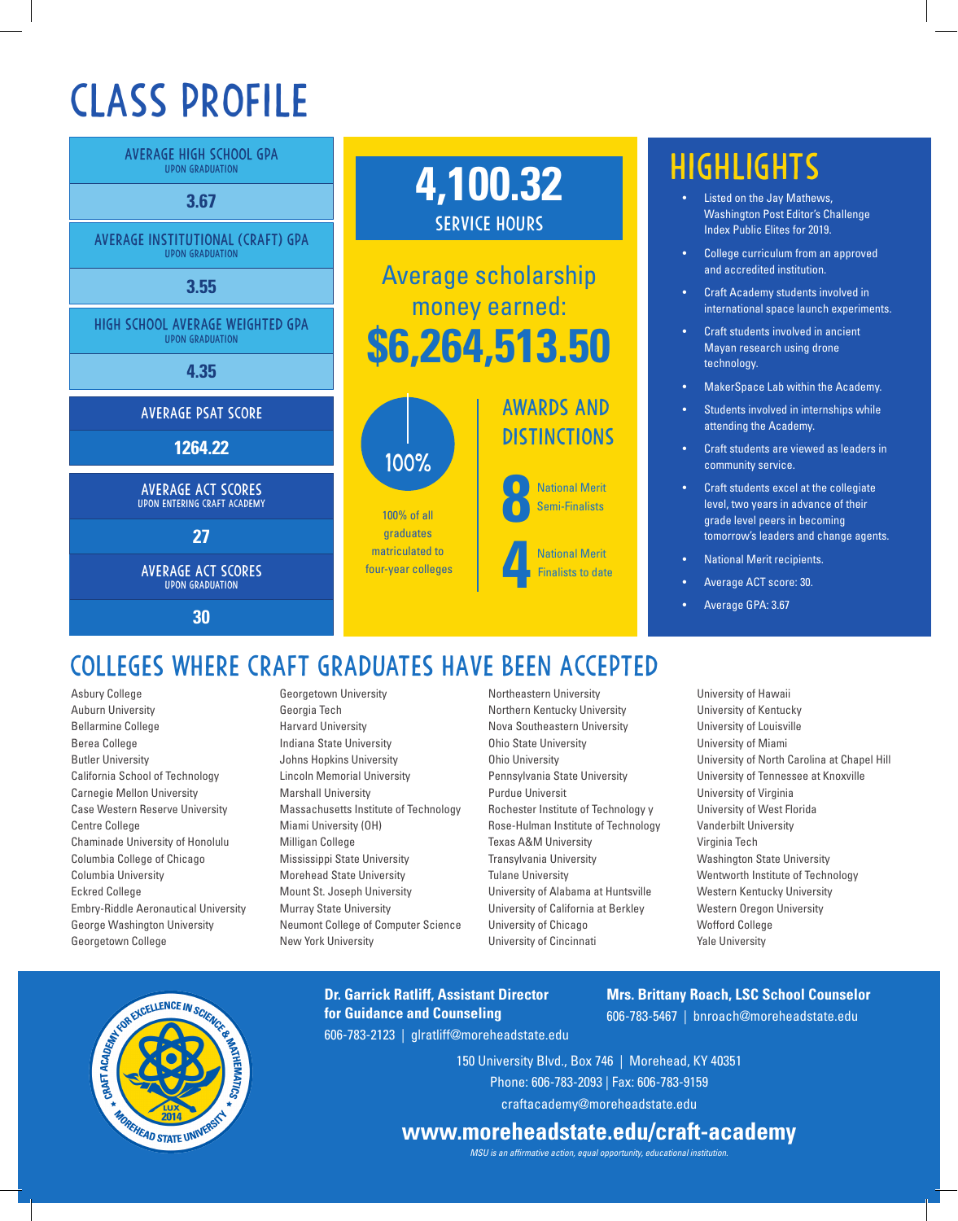# CLASS PROFILE

**AVERAGE HIGH SCHOOL GPA**
UPON GRADUATION

**3.67**

**AVERAGE INSTITUTIONAL (CRAFT) GPA**
UPON GRADUATION

**3.55**

**HIGH SCHOOL AVERAGE WEIGHTED GPA**
UPON GRADUATION

**4.35**

**AVERAGE PSAT SCORE**

**1264.22**

**AVERAGE ACT SCORES**
UPON ENTERING CRAFT ACADEMY

**27**

**AVERAGE ACT SCORES**
UPON GRADUATION

**30**

**4,100.32**
SERVICE HOURS

Average scholarship money earned:
**$6,264,513.50**

100%

100% of all graduates matriculated to four-year colleges

## AWARDS AND DISTINCTIONS

**8** National Merit Semi-Finalists

**4** National Merit Finalists to date

## HIGHLIGHTS

- Listed on the Jay Mathews, Washington Post Editor's Challenge Index Public Elites for 2019.
- College curriculum from an approved and accredited institution.
- Craft Academy students involved in international space launch experiments.
- Craft students involved in ancient Mayan research using drone technology.
- MakerSpace Lab within the Academy.
- Students involved in internships while attending the Academy.
- Craft students are viewed as leaders in community service.
- Craft students excel at the collegiate level, two years in advance of their grade level peers in becoming tomorrow's leaders and change agents.
- National Merit recipients.
- Average ACT score: 30.
- Average GPA: 3.67

## COLLEGES WHERE CRAFT GRADUATES HAVE BEEN ACCEPTED

Asbury College
Auburn University
Bellarmine College
Berea College
Butler University
California School of Technology
Carnegie Mellon University
Case Western Reserve University
Centre College
Chaminade University of Honolulu
Columbia College of Chicago
Columbia University
Eckred College
Embry-Riddle Aeronautical University
George Washington University
Georgetown College
Georgetown University
Georgia Tech
Harvard University
Indiana State University
Johns Hopkins University
Lincoln Memorial University
Marshall University
Massachusetts Institute of Technology
Miami University (OH)
Milligan College
Mississippi State University
Morehead State University
Mount St. Joseph University
Murray State University
Neumont College of Computer Science
New York University
Northeastern University
Northern Kentucky University
Nova Southeastern University
Ohio State University
Ohio University
Pennsylvania State University
Purdue Universit
Rochester Institute of Technology y
Rose-Hulman Institute of Technology
Texas A&M University
Transylvania University
Tulane University
University of Alabama at Huntsville
University of California at Berkley
University of Chicago
University of Cincinnati
University of Hawaii
University of Kentucky
University of Louisville
University of Miami
University of North Carolina at Chapel Hill
University of Tennessee at Knoxville
University of Virginia
University of West Florida
Vanderbilt University
Virginia Tech
Washington State University
Wentworth Institute of Technology
Western Kentucky University
Western Oregon University
Wofford College
Yale University

CRAFT ACADEMY FOR EXCELLENCE IN SCIENCE & MATHEMATICS · LUX 2014 · MOREHEAD STATE UNIVERSITY

**Dr. Garrick Ratliff, Assistant Director for Guidance and Counseling**
606-783-2123 | glratliff@moreheadstate.edu

**Mrs. Brittany Roach, LSC School Counselor**
606-783-5467 | bnroach@moreheadstate.edu

150 University Blvd., Box 746 | Morehead, KY 40351
Phone: 606-783-2093 | Fax: 606-783-9159
craftacademy@moreheadstate.edu

**www.moreheadstate.edu/craft-academy**

*MSU is an affirmative action, equal opportunity, educational institution.*